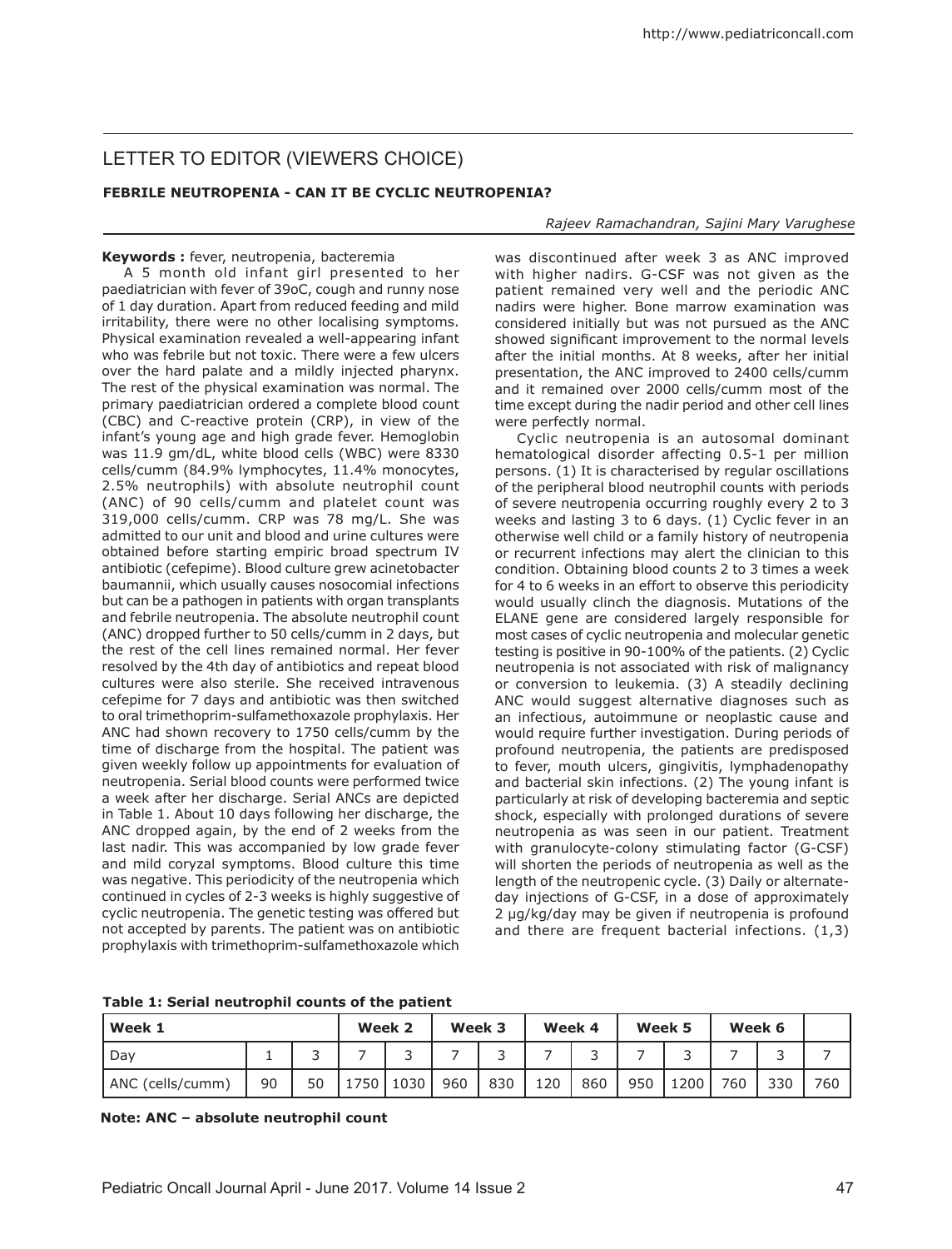## LETTER TO EDITOR (VIEWERS CHOICE)

### FEBRILE NEUTROPENIA - CAN IT BE CYCLIC NEUTROPENIA?

*Rajeev Ramachandran, Sajini Mary Varughese*

**Keywords :** fever, neutropenia, bacteremia

A 5 month old infant girl presented to her paediatrician with fever of 39oC, cough and runny nose of 1 day duration. Apart from reduced feeding and mild irritability, there were no other localising symptoms. Physical examination revealed a well-appearing infant who was febrile but not toxic. There were a few ulcers over the hard palate and a mildly injected pharynx. The rest of the physical examination was normal. The primary paediatrician ordered a complete blood count (CBC) and C-reactive protein (CRP), in view of the infant's young age and high grade fever. Hemoglobin was 11.9 gm/dL, white blood cells (WBC) were 8330 cells/cumm (84.9% lymphocytes, 11.4% monocytes, 2.5% neutrophils) with absolute neutrophil count (ANC) of 90 cells/cumm and platelet count was 319,000 cells/cumm. CRP was 78 mg/L. She was admitted to our unit and blood and urine cultures were obtained before starting empiric broad spectrum IV antibiotic (cefepime). Blood culture grew acinetobacter baumannii, which usually causes nosocomial infections but can be a pathogen in patients with organ transplants and febrile neutropenia. The absolute neutrophil count (ANC) dropped further to 50 cells/cumm in 2 days, but the rest of the cell lines remained normal. Her fever resolved by the 4th day of antibiotics and repeat blood cultures were also sterile. She received intravenous cefepime for 7 days and antibiotic was then switched to oral trimethoprim-sulfamethoxazole prophylaxis. Her ANC had shown recovery to 1750 cells/cumm by the time of discharge from the hospital. The patient was given weekly follow up appointments for evaluation of neutropenia. Serial blood counts were performed twice a week after her discharge. Serial ANCs are depicted in Table 1. About 10 days following her discharge, the ANC dropped again, by the end of 2 weeks from the last nadir. This was accompanied by low grade fever and mild coryzal symptoms. Blood culture this time was negative. This periodicity of the neutropenia which continued in cycles of 2-3 weeks is highly suggestive of cyclic neutropenia. The genetic testing was offered but not accepted by parents. The patient was on antibiotic prophylaxis with trimethoprim-sulfamethoxazole which was discontinued after week 3 as ANC improved with higher nadirs. G-CSF was not given as the patient remained very well and the periodic ANC nadirs were higher. Bone marrow examination was considered initially but was not pursued as the ANC showed significant improvement to the normal levels after the initial months. At 8 weeks, after her initial presentation, the ANC improved to 2400 cells/cumm and it remained over 2000 cells/cumm most of the time except during the nadir period and other cell lines were perfectly normal.

Cyclic neutropenia is an autosomal dominant hematological disorder affecting 0.5-1 per million persons. (1) It is characterised by regular oscillations of the peripheral blood neutrophil counts with periods of severe neutropenia occurring roughly every 2 to 3 weeks and lasting 3 to 6 days. (1) Cyclic fever in an otherwise well child or a family history of neutropenia or recurrent infections may alert the clinician to this condition. Obtaining blood counts 2 to 3 times a week for 4 to 6 weeks in an effort to observe this periodicity would usually clinch the diagnosis. Mutations of the ELANE gene are considered largely responsible for most cases of cyclic neutropenia and molecular genetic testing is positive in 90-100% of the patients. (2) Cyclic neutropenia is not associated with risk of malignancy or conversion to leukemia. (3) A steadily declining ANC would suggest alternative diagnoses such as an infectious, autoimmune or neoplastic cause and would require further investigation. During periods of profound neutropenia, the patients are predisposed to fever, mouth ulcers, gingivitis, lymphadenopathy and bacterial skin infections. (2) The young infant is particularly at risk of developing bacteremia and septic shock, especially with prolonged durations of severe neutropenia as was seen in our patient. Treatment with granulocyte-colony stimulating factor (G-CSF) will shorten the periods of neutropenia as well as the length of the neutropenic cycle. (3) Daily or alternate-day injections of G-CSF, in a dose of approximately 2 μg/kg/day may be given if neutropenia is profound and there are frequent bacterial infections. (1,3)

**Table 1: Serial neutrophil counts of the patient**

| Week 1 | | | Week 2 | | Week 3 | | Week 4 | | Week 5 | | Week 6 | | |
|---|---|---|---|---|---|---|---|---|---|---|---|---|---|
| Day | 1 | 3 | 7 | 3 | 7 | 3 | 7 | 3 | 7 | 3 | 7 | 3 | 7 |
| ANC (cells/cumm) | 90 | 50 | 1750 | 1030 | 960 | 830 | 120 | 860 | 950 | 1200 | 760 | 330 | 760 |

**Note: ANC – absolute neutrophil count**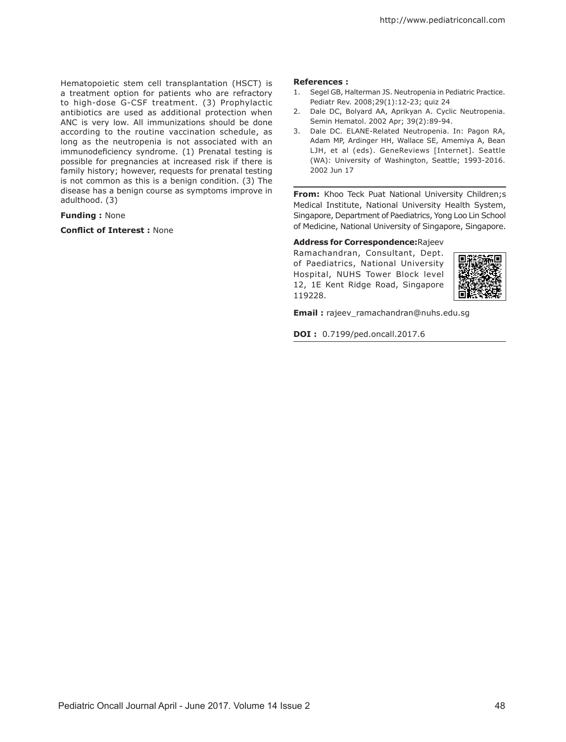Hematopoietic stem cell transplantation (HSCT) is a treatment option for patients who are refractory to high-dose G-CSF treatment. (3) Prophylactic antibiotics are used as additional protection when ANC is very low. All immunizations should be done according to the routine vaccination schedule, as long as the neutropenia is not associated with an immunodeficiency syndrome. (1) Prenatal testing is possible for pregnancies at increased risk if there is family history; however, requests for prenatal testing is not common as this is a benign condition. (3) The disease has a benign course as symptoms improve in adulthood. (3)

**Funding :** None

**Conflict of Interest :** None

**References :**

1. Segel GB, Halterman JS. Neutropenia in Pediatric Practice. Pediatr Rev. 2008;29(1):12-23; quiz 24
2. Dale DC, Bolyard AA, Aprikyan A. Cyclic Neutropenia. Semin Hematol. 2002 Apr; 39(2):89-94.
3. Dale DC. ELANE-Related Neutropenia. In: Pagon RA, Adam MP, Ardinger HH, Wallace SE, Amemiya A, Bean LJH, et al (eds). GeneReviews [Internet]. Seattle (WA): University of Washington, Seattle; 1993-2016. 2002 Jun 17

**From:** Khoo Teck Puat National University Children;s Medical Institute, National University Health System, Singapore, Department of Paediatrics, Yong Loo Lin School of Medicine, National University of Singapore, Singapore.

**Address for Correspondence:** Rajeev Ramachandran, Consultant, Dept. of Paediatrics, National University Hospital, NUHS Tower Block level 12, 1E Kent Ridge Road, Singapore 119228.

**Email :** rajeev_ramachandran@nuhs.edu.sg

**DOI :** 0.7199/ped.oncall.2017.6